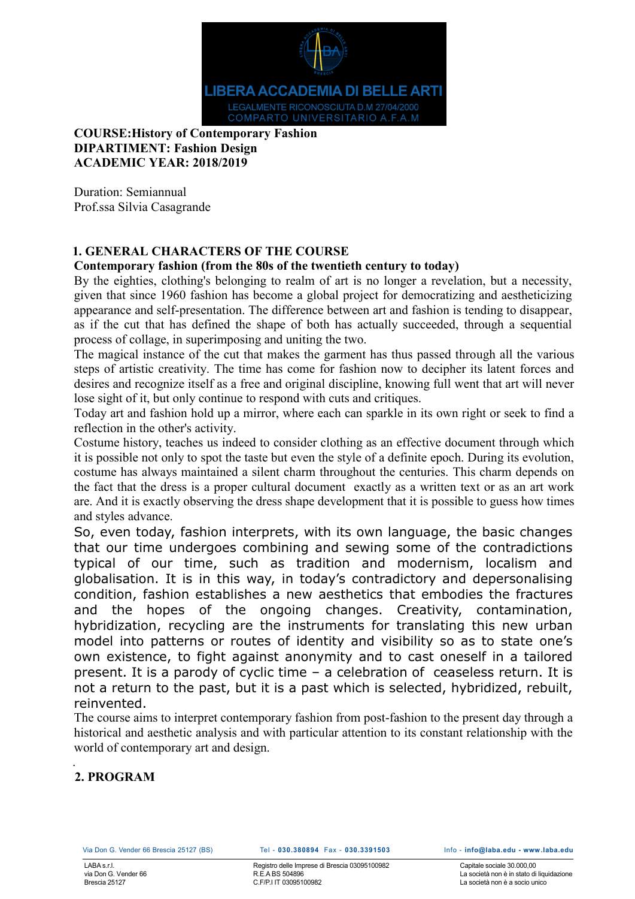**COURSE:History of Contemporary Fashion**
**DIPARTIMENT: Fashion Design**
**ACADEMIC YEAR: 2018/2019**

Duration: Semiannual
Prof.ssa Silvia Casagrande

## 1. GENERAL CHARACTERS OF THE COURSE

**Contemporary fashion (from the 80s of the twentieth century to today)**

By the eighties, clothing's belonging to realm of art is no longer a revelation, but a necessity, given that since 1960 fashion has become a global project for democratizing and aestheticizing appearance and self-presentation. The difference between art and fashion is tending to disappear, as if the cut that has defined the shape of both has actually succeeded, through a sequential process of collage, in superimposing and uniting the two.

The magical instance of the cut that makes the garment has thus passed through all the various steps of artistic creativity. The time has come for fashion now to decipher its latent forces and desires and recognize itself as a free and original discipline, knowing full went that art will never lose sight of it, but only continue to respond with cuts and critiques.

Today art and fashion hold up a mirror, where each can sparkle in its own right or seek to find a reflection in the other's activity.

Costume history, teaches us indeed to consider clothing as an effective document through which it is possible not only to spot the taste but even the style of a definite epoch. During its evolution, costume has always maintained a silent charm throughout the centuries. This charm depends on the fact that the dress is a proper cultural document exactly as a written text or as an art work are. And it is exactly observing the dress shape development that it is possible to guess how times and styles advance.

So, even today, fashion interprets, with its own language, the basic changes that our time undergoes combining and sewing some of the contradictions typical of our time, such as tradition and modernism, localism and globalisation. It is in this way, in today's contradictory and depersonalising condition, fashion establishes a new aesthetics that embodies the fractures and the hopes of the ongoing changes. Creativity, contamination, hybridization, recycling are the instruments for translating this new urban model into patterns or routes of identity and visibility so as to state one's own existence, to fight against anonymity and to cast oneself in a tailored present. It is a parody of cyclic time – a celebration of ceaseless return. It is not a return to the past, but it is a past which is selected, hybridized, rebuilt, reinvented.

The course aims to interpret contemporary fashion from post-fashion to the present day through a historical and aesthetic analysis and with particular attention to its constant relationship with the world of contemporary art and design.

## 2. PROGRAM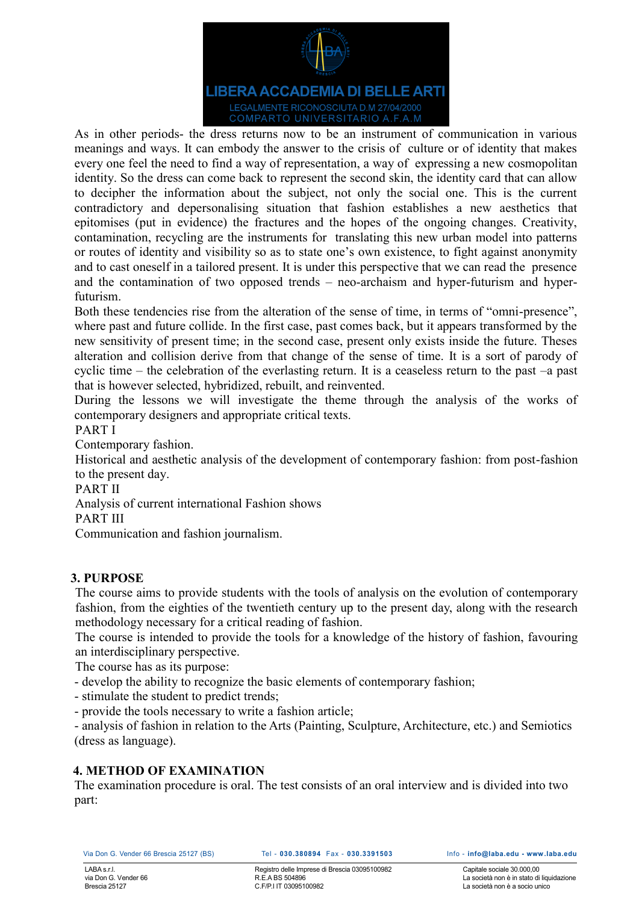As in other periods- the dress returns now to be an instrument of communication in various meanings and ways. It can embody the answer to the crisis of culture or of identity that makes every one feel the need to find a way of representation, a way of expressing a new cosmopolitan identity. So the dress can come back to represent the second skin, the identity card that can allow to decipher the information about the subject, not only the social one. This is the current contradictory and depersonalising situation that fashion establishes a new aesthetics that epitomises (put in evidence) the fractures and the hopes of the ongoing changes. Creativity, contamination, recycling are the instruments for translating this new urban model into patterns or routes of identity and visibility so as to state one's own existence, to fight against anonymity and to cast oneself in a tailored present. It is under this perspective that we can read the presence and the contamination of two opposed trends – neo-archaism and hyper-futurism and hyper-futurism.

Both these tendencies rise from the alteration of the sense of time, in terms of "omni-presence", where past and future collide. In the first case, past comes back, but it appears transformed by the new sensitivity of present time; in the second case, present only exists inside the future. Theses alteration and collision derive from that change of the sense of time. It is a sort of parody of cyclic time – the celebration of the everlasting return. It is a ceaseless return to the past –a past that is however selected, hybridized, rebuilt, and reinvented.

During the lessons we will investigate the theme through the analysis of the works of contemporary designers and appropriate critical texts.

PART I

Contemporary fashion.

Historical and aesthetic analysis of the development of contemporary fashion: from post-fashion to the present day.

PART II

Analysis of current international Fashion shows

PART III

Communication and fashion journalism.

## 3. PURPOSE

The course aims to provide students with the tools of analysis on the evolution of contemporary fashion, from the eighties of the twentieth century up to the present day, along with the research methodology necessary for a critical reading of fashion.

The course is intended to provide the tools for a knowledge of the history of fashion, favouring an interdisciplinary perspective.

The course has as its purpose:

- develop the ability to recognize the basic elements of contemporary fashion;
- stimulate the student to predict trends;
- provide the tools necessary to write a fashion article;
- analysis of fashion in relation to the Arts (Painting, Sculpture, Architecture, etc.) and Semiotics (dress as language).

## 4. METHOD OF EXAMINATION

The examination procedure is oral. The test consists of an oral interview and is divided into two part: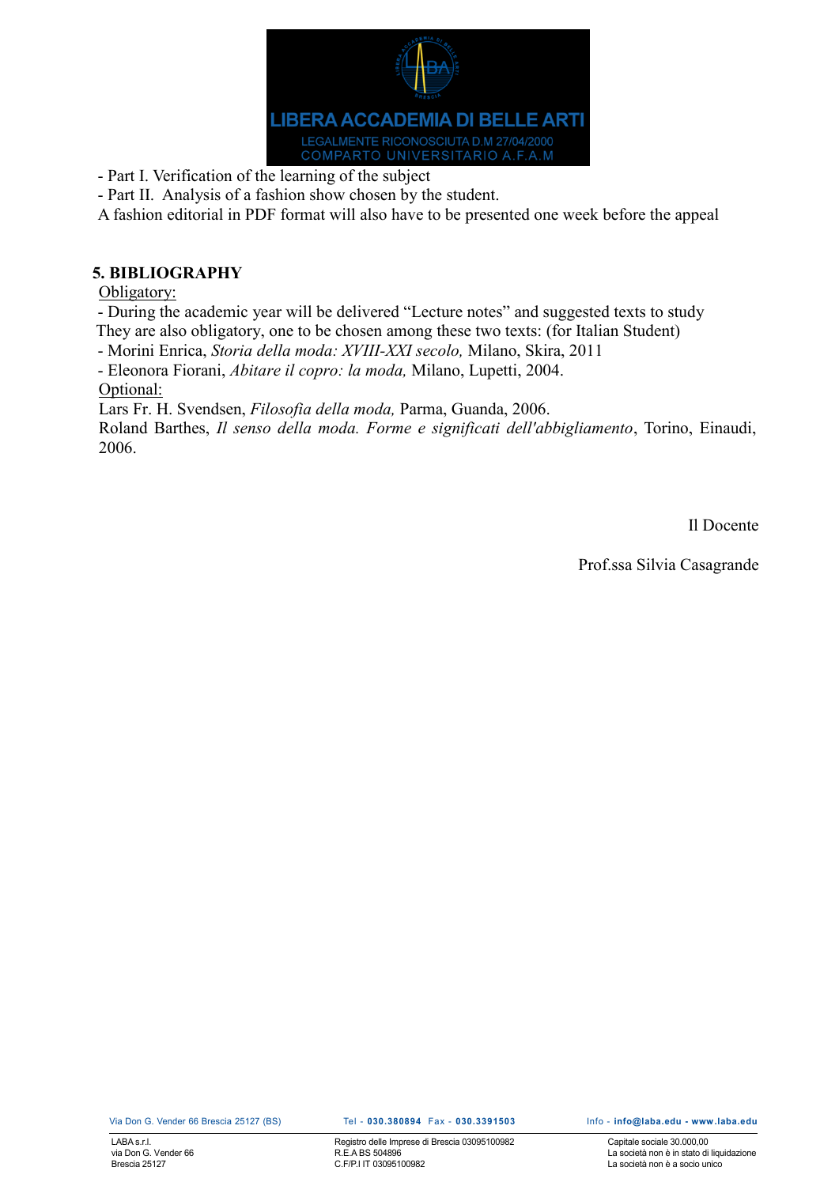- Part I. Verification of the learning of the subject
- Part II. Analysis of a fashion show chosen by the student.

A fashion editorial in PDF format will also have to be presented one week before the appeal

## 5. BIBLIOGRAPHY

Obligatory:

- During the academic year will be delivered "Lecture notes" and suggested texts to study

They are also obligatory, one to be chosen among these two texts: (for Italian Student)

- Morini Enrica, *Storia della moda: XVIII-XXI secolo,* Milano, Skira, 2011
- Eleonora Fiorani, *Abitare il copro: la moda,* Milano, Lupetti, 2004.

Optional:

Lars Fr. H. Svendsen, *Filosofia della moda,* Parma, Guanda, 2006.

Roland Barthes, *Il senso della moda. Forme e significati dell'abbigliamento*, Torino, Einaudi, 2006.

Il Docente

Prof.ssa Silvia Casagrande